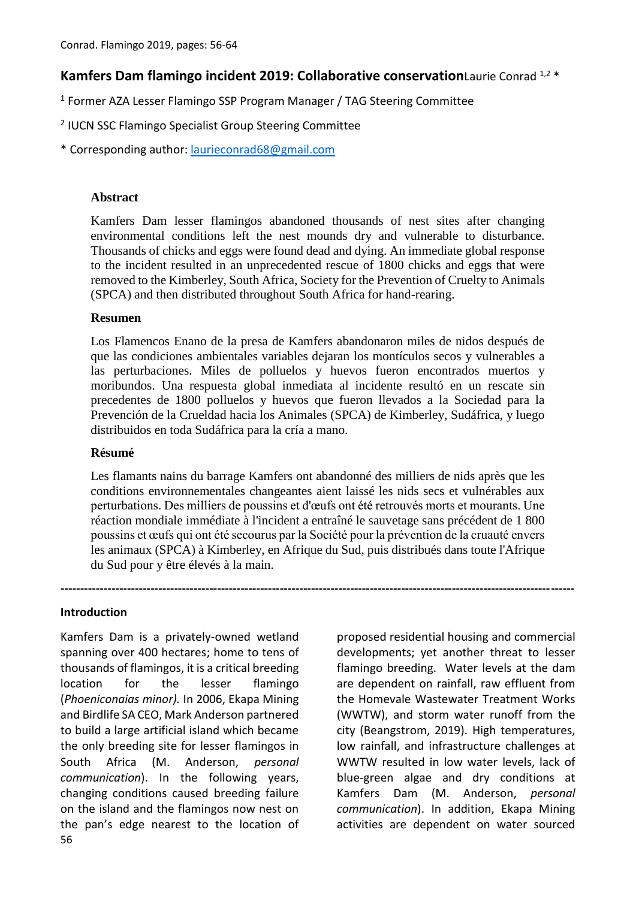# Kamfers Dam flamingo incident 2019: Collaborative conservation

Laurie Conrad [1,2] *

[1] Former AZA Lesser Flamingo SSP Program Manager / TAG Steering Committee

[2] IUCN SSC Flamingo Specialist Group Steering Committee

* Corresponding author: laurieconrad68@gmail.com

## Abstract

Kamfers Dam lesser flamingos abandoned thousands of nest sites after changing environmental conditions left the nest mounds dry and vulnerable to disturbance. Thousands of chicks and eggs were found dead and dying. An immediate global response to the incident resulted in an unprecedented rescue of 1800 chicks and eggs that were removed to the Kimberley, South Africa, Society for the Prevention of Cruelty to Animals (SPCA) and then distributed throughout South Africa for hand-rearing.

## Resumen

Los Flamencos Enano de la presa de Kamfers abandonaron miles de nidos después de que las condiciones ambientales variables dejaran los montículos secos y vulnerables a las perturbaciones. Miles de polluelos y huevos fueron encontrados muertos y moribundos. Una respuesta global inmediata al incidente resultó en un rescate sin precedentes de 1800 polluelos y huevos que fueron llevados a la Sociedad para la Prevención de la Crueldad hacia los Animales (SPCA) de Kimberley, Sudáfrica, y luego distribuidos en toda Sudáfrica para la cría a mano.

## Résumé

Les flamants nains du barrage Kamfers ont abandonné des milliers de nids après que les conditions environnementales changeantes aient laissé les nids secs et vulnérables aux perturbations. Des milliers de poussins et d'œufs ont été retrouvés morts et mourants. Une réaction mondiale immédiate à l'incident a entraîné le sauvetage sans précédent de 1 800 poussins et œufs qui ont été secourus par la Société pour la prévention de la cruauté envers les animaux (SPCA) à Kimberley, en Afrique du Sud, puis distribués dans toute l'Afrique du Sud pour y être élevés à la main.

---

## Introduction

Kamfers Dam is a privately-owned wetland spanning over 400 hectares; home to tens of thousands of flamingos, it is a critical breeding location for the lesser flamingo (*Phoeniconaias minor)*. In 2006, Ekapa Mining and Birdlife SA CEO, Mark Anderson partnered to build a large artificial island which became the only breeding site for lesser flamingos in South Africa (M. Anderson, *personal communication*). In the following years, changing conditions caused breeding failure on the island and the flamingos now nest on the pan's edge nearest to the location of proposed residential housing and commercial developments; yet another threat to lesser flamingo breeding. Water levels at the dam are dependent on rainfall, raw effluent from the Homevale Wastewater Treatment Works (WWTW), and storm water runoff from the city (Beangstrom, 2019). High temperatures, low rainfall, and infrastructure challenges at WWTW resulted in low water levels, lack of blue-green algae and dry conditions at Kamfers Dam (M. Anderson, *personal communication*). In addition, Ekapa Mining activities are dependent on water sourced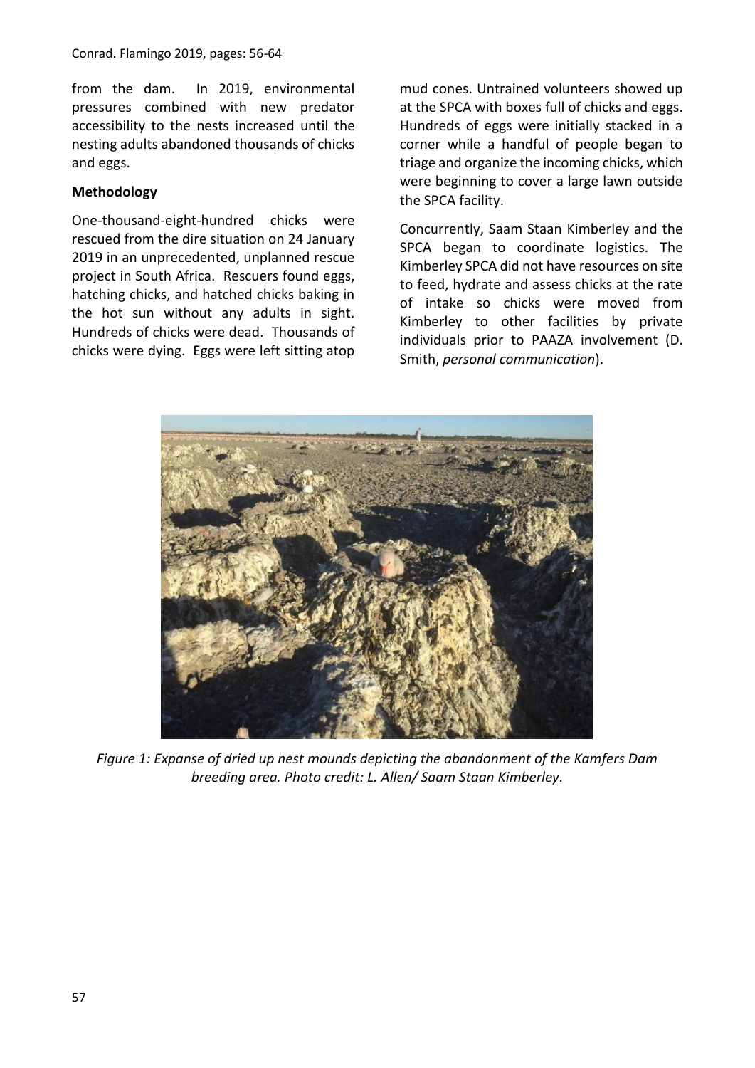from the dam. In 2019, environmental pressures combined with new predator accessibility to the nests increased until the nesting adults abandoned thousands of chicks and eggs.

**Methodology**

One-thousand-eight-hundred chicks were rescued from the dire situation on 24 January 2019 in an unprecedented, unplanned rescue project in South Africa. Rescuers found eggs, hatching chicks, and hatched chicks baking in the hot sun without any adults in sight. Hundreds of chicks were dead. Thousands of chicks were dying. Eggs were left sitting atop mud cones. Untrained volunteers showed up at the SPCA with boxes full of chicks and eggs. Hundreds of eggs were initially stacked in a corner while a handful of people began to triage and organize the incoming chicks, which were beginning to cover a large lawn outside the SPCA facility.

Concurrently, Saam Staan Kimberley and the SPCA began to coordinate logistics. The Kimberley SPCA did not have resources on site to feed, hydrate and assess chicks at the rate of intake so chicks were moved from Kimberley to other facilities by private individuals prior to PAAZA involvement (D. Smith, *personal communication*).

*Figure 1: Expanse of dried up nest mounds depicting the abandonment of the Kamfers Dam breeding area. Photo credit: L. Allen/ Saam Staan Kimberley.*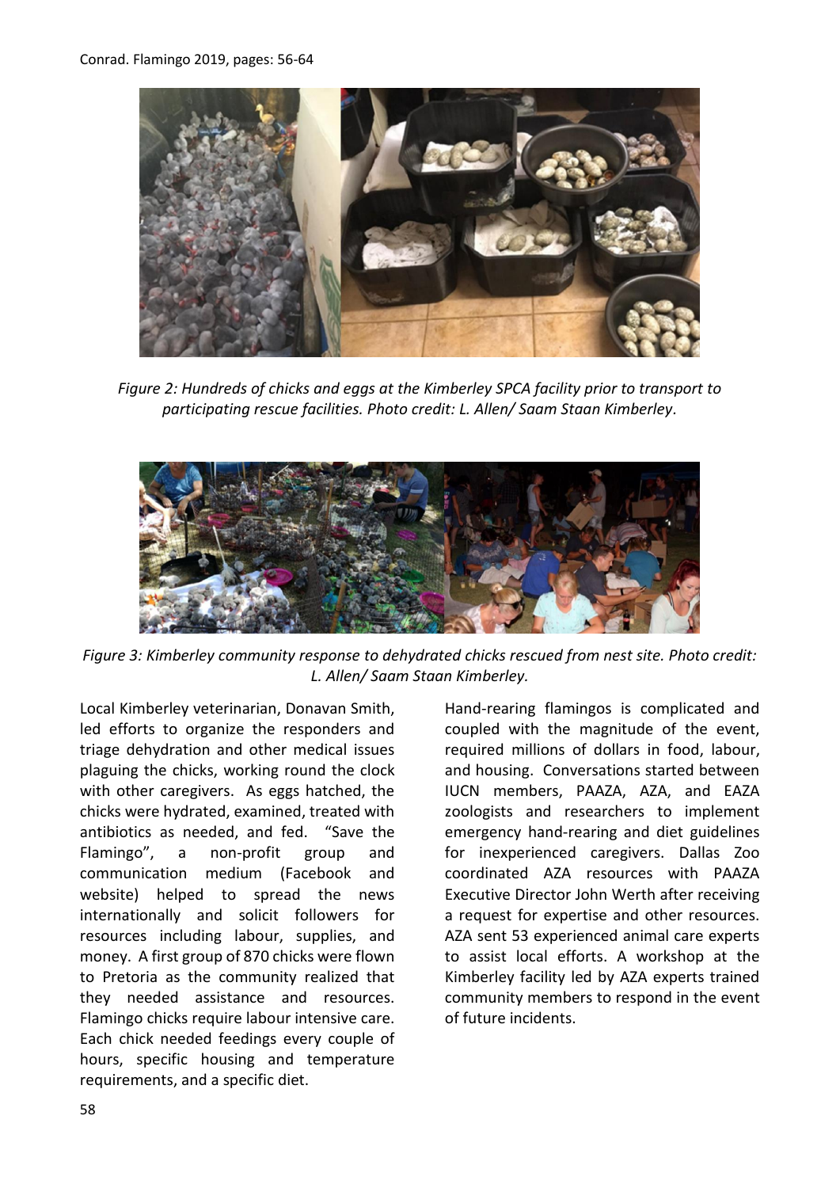*Figure 2: Hundreds of chicks and eggs at the Kimberley SPCA facility prior to transport to participating rescue facilities. Photo credit: L. Allen/ Saam Staan Kimberley.*

*Figure 3: Kimberley community response to dehydrated chicks rescued from nest site. Photo credit: L. Allen/ Saam Staan Kimberley.*

Local Kimberley veterinarian, Donavan Smith, led efforts to organize the responders and triage dehydration and other medical issues plaguing the chicks, working round the clock with other caregivers. As eggs hatched, the chicks were hydrated, examined, treated with antibiotics as needed, and fed. "Save the Flamingo", a non-profit group and communication medium (Facebook and website) helped to spread the news internationally and solicit followers for resources including labour, supplies, and money. A first group of 870 chicks were flown to Pretoria as the community realized that they needed assistance and resources. Flamingo chicks require labour intensive care. Each chick needed feedings every couple of hours, specific housing and temperature requirements, and a specific diet.

Hand-rearing flamingos is complicated and coupled with the magnitude of the event, required millions of dollars in food, labour, and housing. Conversations started between IUCN members, PAAZA, AZA, and EAZA zoologists and researchers to implement emergency hand-rearing and diet guidelines for inexperienced caregivers. Dallas Zoo coordinated AZA resources with PAAZA Executive Director John Werth after receiving a request for expertise and other resources. AZA sent 53 experienced animal care experts to assist local efforts. A workshop at the Kimberley facility led by AZA experts trained community members to respond in the event of future incidents.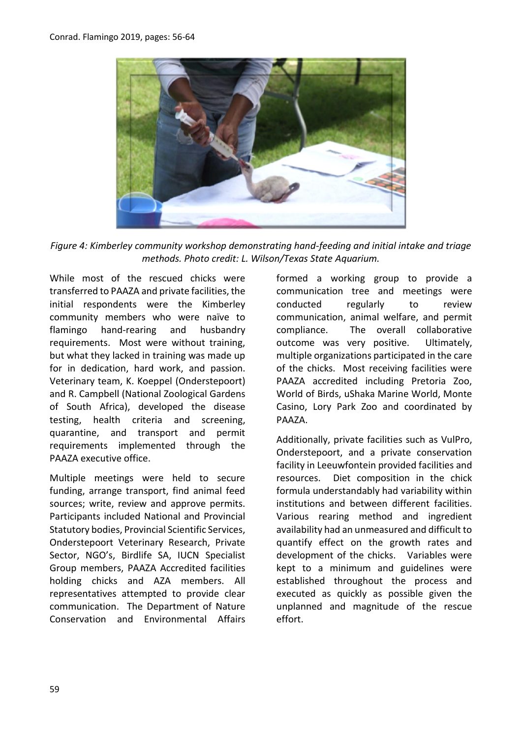*Figure 4: Kimberley community workshop demonstrating hand-feeding and initial intake and triage methods. Photo credit: L. Wilson/Texas State Aquarium.*

While most of the rescued chicks were transferred to PAAZA and private facilities, the initial respondents were the Kimberley community members who were naïve to flamingo hand-rearing and husbandry requirements. Most were without training, but what they lacked in training was made up for in dedication, hard work, and passion. Veterinary team, K. Koeppel (Onderstepoort) and R. Campbell (National Zoological Gardens of South Africa), developed the disease testing, health criteria and screening, quarantine, and transport and permit requirements implemented through the PAAZA executive office.

Multiple meetings were held to secure funding, arrange transport, find animal feed sources; write, review and approve permits. Participants included National and Provincial Statutory bodies, Provincial Scientific Services, Onderstepoort Veterinary Research, Private Sector, NGO's, Birdlife SA, IUCN Specialist Group members, PAAZA Accredited facilities holding chicks and AZA members. All representatives attempted to provide clear communication. The Department of Nature Conservation and Environmental Affairs formed a working group to provide a communication tree and meetings were conducted regularly to review communication, animal welfare, and permit compliance. The overall collaborative outcome was very positive. Ultimately, multiple organizations participated in the care of the chicks. Most receiving facilities were PAAZA accredited including Pretoria Zoo, World of Birds, uShaka Marine World, Monte Casino, Lory Park Zoo and coordinated by PAAZA.

Additionally, private facilities such as VulPro, Onderstepoort, and a private conservation facility in Leeuwfontein provided facilities and resources. Diet composition in the chick formula understandably had variability within institutions and between different facilities. Various rearing method and ingredient availability had an unmeasured and difficult to quantify effect on the growth rates and development of the chicks. Variables were kept to a minimum and guidelines were established throughout the process and executed as quickly as possible given the unplanned and magnitude of the rescue effort.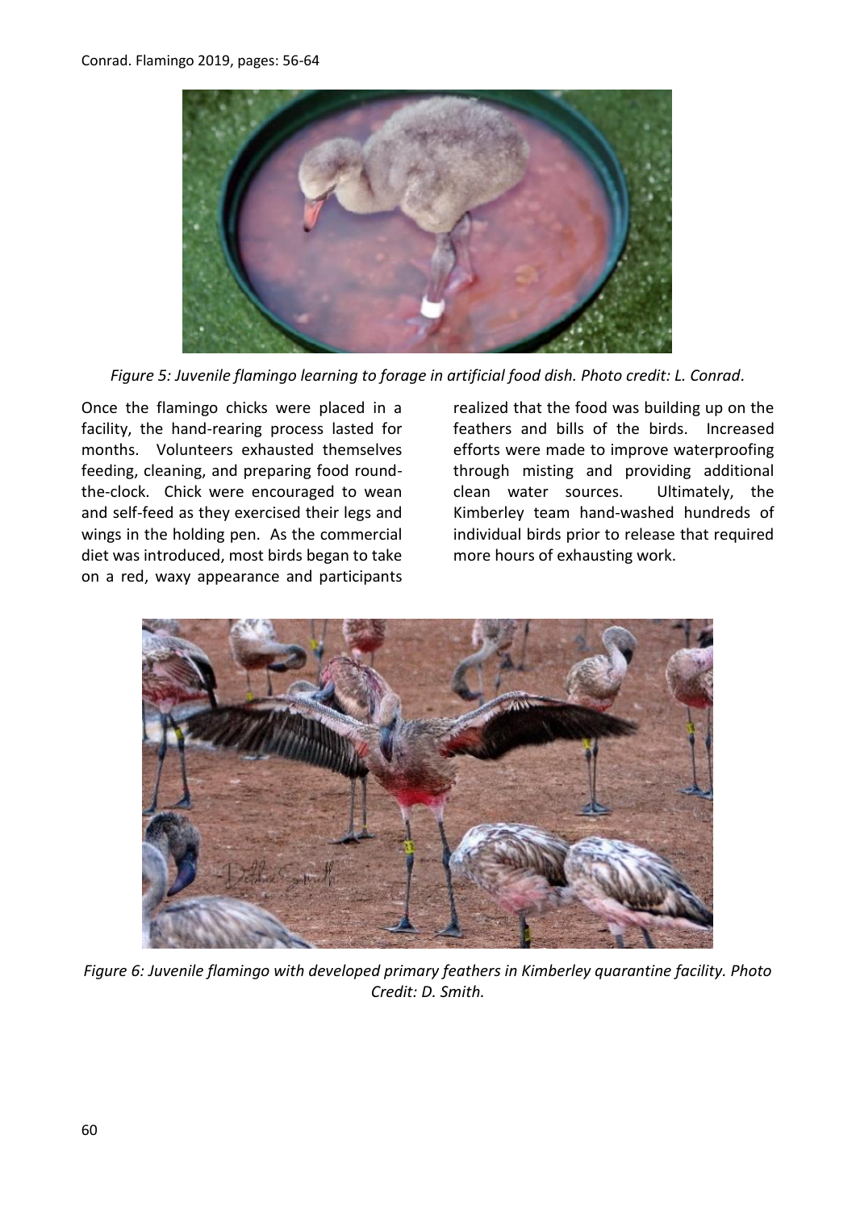*Figure 5: Juvenile flamingo learning to forage in artificial food dish. Photo credit: L. Conrad.*

Once the flamingo chicks were placed in a facility, the hand-rearing process lasted for months. Volunteers exhausted themselves feeding, cleaning, and preparing food round-the-clock. Chick were encouraged to wean and self-feed as they exercised their legs and wings in the holding pen. As the commercial diet was introduced, most birds began to take on a red, waxy appearance and participants realized that the food was building up on the feathers and bills of the birds. Increased efforts were made to improve waterproofing through misting and providing additional clean water sources. Ultimately, the Kimberley team hand-washed hundreds of individual birds prior to release that required more hours of exhausting work.

*Figure 6: Juvenile flamingo with developed primary feathers in Kimberley quarantine facility. Photo Credit: D. Smith.*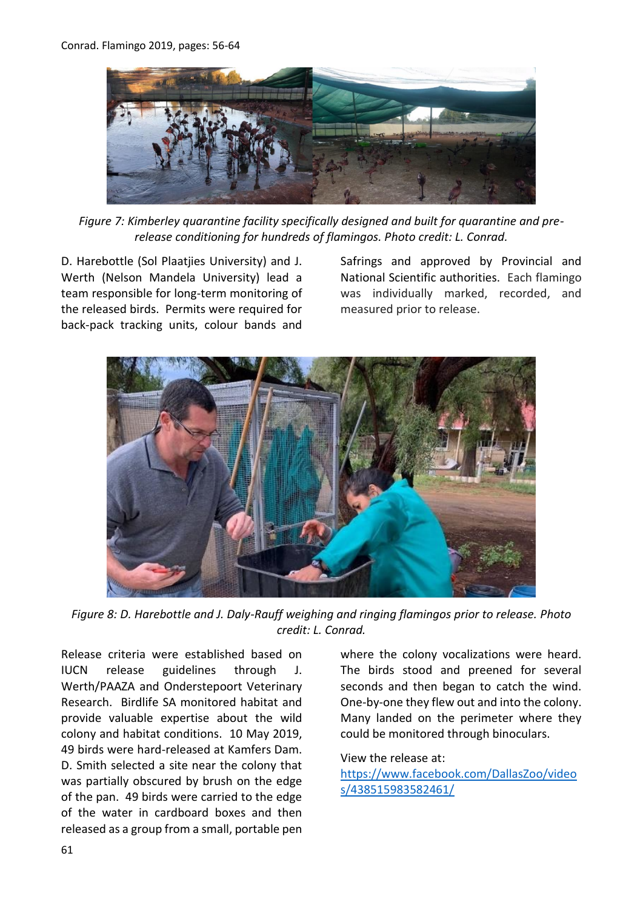*Figure 7: Kimberley quarantine facility specifically designed and built for quarantine and pre-release conditioning for hundreds of flamingos. Photo credit: L. Conrad.*

D. Harebottle (Sol Plaatjies University) and J. Werth (Nelson Mandela University) lead a team responsible for long-term monitoring of the released birds. Permits were required for back-pack tracking units, colour bands and Safrings and approved by Provincial and National Scientific authorities. Each flamingo was individually marked, recorded, and measured prior to release.

*Figure 8: D. Harebottle and J. Daly-Rauff weighing and ringing flamingos prior to release. Photo credit: L. Conrad.*

Release criteria were established based on IUCN release guidelines through J. Werth/PAAZA and Onderstepoort Veterinary Research. Birdlife SA monitored habitat and provide valuable expertise about the wild colony and habitat conditions. 10 May 2019, 49 birds were hard-released at Kamfers Dam. D. Smith selected a site near the colony that was partially obscured by brush on the edge of the pan. 49 birds were carried to the edge of the water in cardboard boxes and then released as a group from a small, portable pen where the colony vocalizations were heard. The birds stood and preened for several seconds and then began to catch the wind. One-by-one they flew out and into the colony. Many landed on the perimeter where they could be monitored through binoculars.

View the release at: [https://www.facebook.com/DallasZoo/videos/438515983582461/](https://www.facebook.com/DallasZoo/videos/438515983582461/)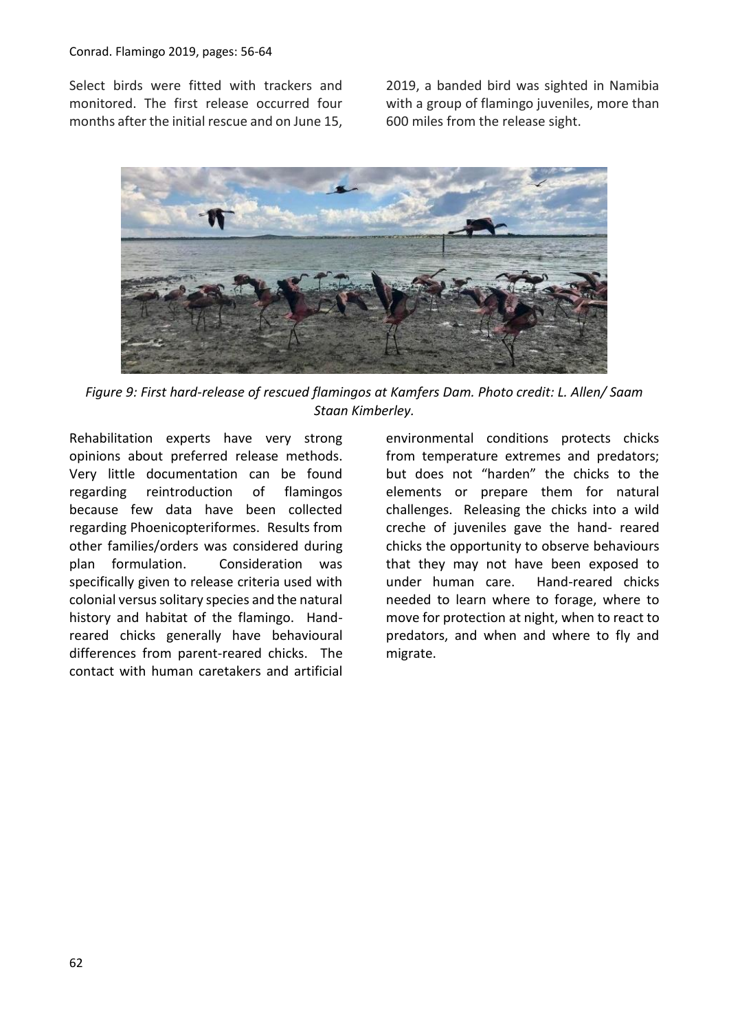Select birds were fitted with trackers and monitored. The first release occurred four months after the initial rescue and on June 15, 2019, a banded bird was sighted in Namibia with a group of flamingo juveniles, more than 600 miles from the release sight.

*Figure 9: First hard-release of rescued flamingos at Kamfers Dam. Photo credit: L. Allen/ Saam Staan Kimberley.*

Rehabilitation experts have very strong opinions about preferred release methods. Very little documentation can be found regarding reintroduction of flamingos because few data have been collected regarding Phoenicopteriformes. Results from other families/orders was considered during plan formulation. Consideration was specifically given to release criteria used with colonial versus solitary species and the natural history and habitat of the flamingo. Hand-reared chicks generally have behavioural differences from parent-reared chicks. The contact with human caretakers and artificial environmental conditions protects chicks from temperature extremes and predators; but does not "harden" the chicks to the elements or prepare them for natural challenges. Releasing the chicks into a wild creche of juveniles gave the hand- reared chicks the opportunity to observe behaviours that they may not have been exposed to under human care. Hand-reared chicks needed to learn where to forage, where to move for protection at night, when to react to predators, and when and where to fly and migrate.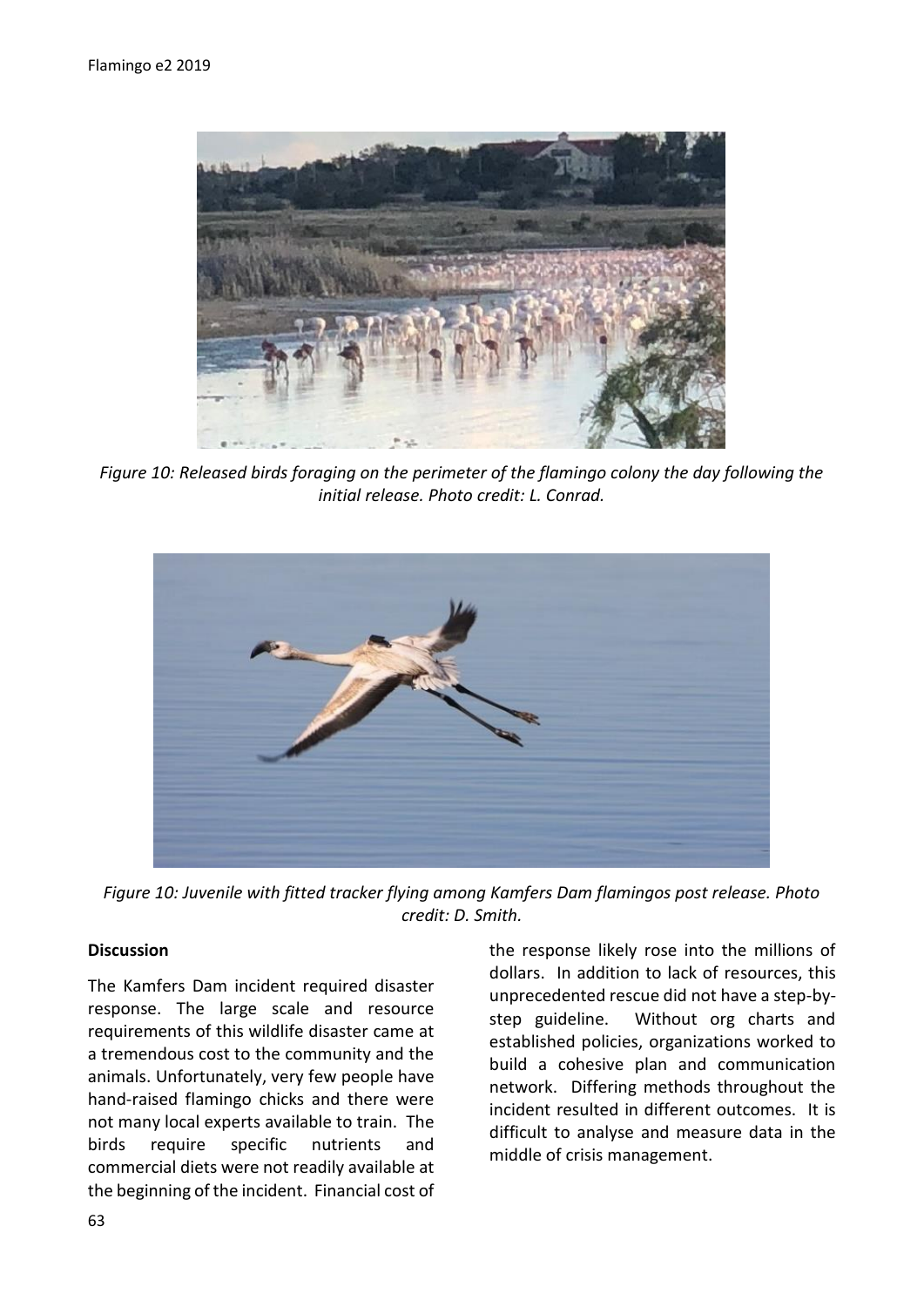*Figure 10: Released birds foraging on the perimeter of the flamingo colony the day following the initial release. Photo credit: L. Conrad.*

*Figure 10: Juvenile with fitted tracker flying among Kamfers Dam flamingos post release. Photo credit: D. Smith.*

**Discussion**

The Kamfers Dam incident required disaster response. The large scale and resource requirements of this wildlife disaster came at a tremendous cost to the community and the animals. Unfortunately, very few people have hand-raised flamingo chicks and there were not many local experts available to train. The birds require specific nutrients and commercial diets were not readily available at the beginning of the incident. Financial cost of the response likely rose into the millions of dollars. In addition to lack of resources, this unprecedented rescue did not have a step-by-step guideline. Without org charts and established policies, organizations worked to build a cohesive plan and communication network. Differing methods throughout the incident resulted in different outcomes. It is difficult to analyse and measure data in the middle of crisis management.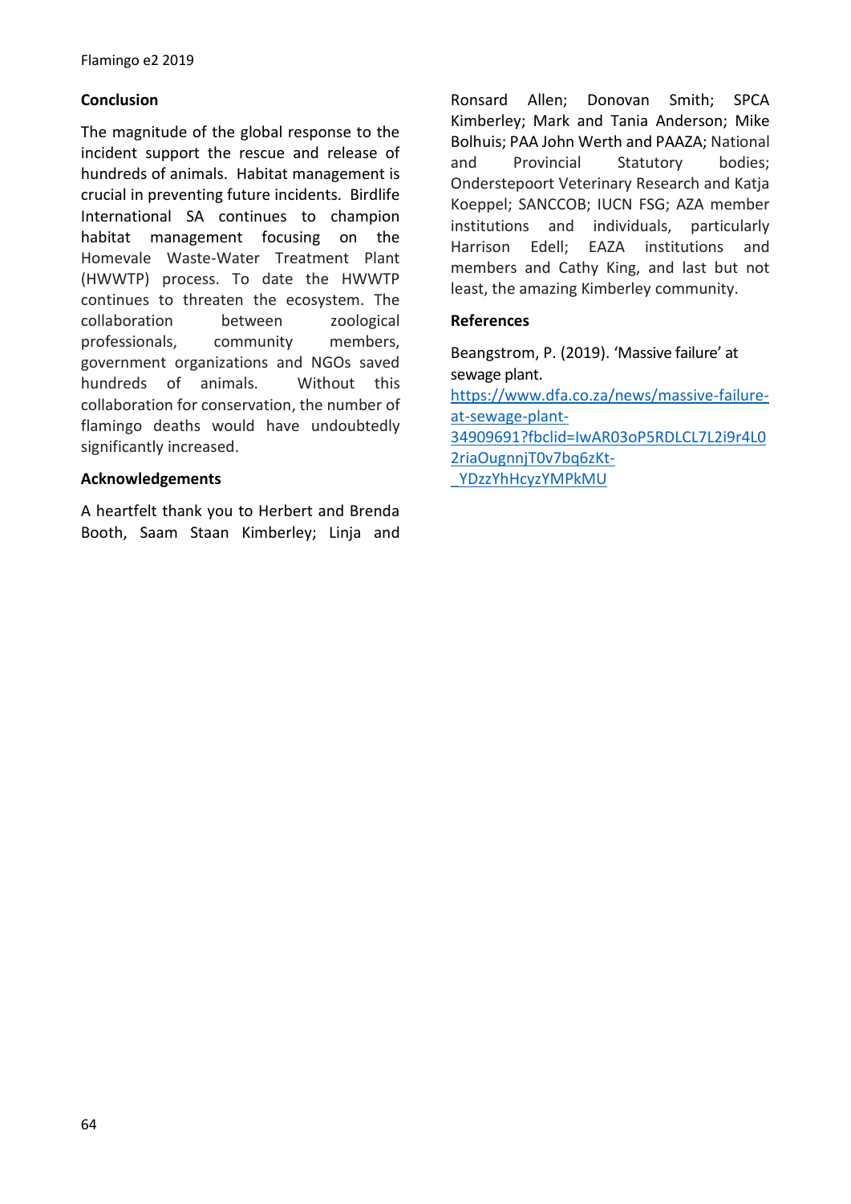## Conclusion

The magnitude of the global response to the incident support the rescue and release of hundreds of animals. Habitat management is crucial in preventing future incidents. Birdlife International SA continues to champion habitat management focusing on the Homevale Waste-Water Treatment Plant (HWWTP) process. To date the HWWTP continues to threaten the ecosystem. The collaboration between zoological professionals, community members, government organizations and NGOs saved hundreds of animals. Without this collaboration for conservation, the number of flamingo deaths would have undoubtedly significantly increased.

## Acknowledgements

A heartfelt thank you to Herbert and Brenda Booth, Saam Staan Kimberley; Linja and Ronsard Allen; Donovan Smith; SPCA Kimberley; Mark and Tania Anderson; Mike Bolhuis; PAA John Werth and PAAZA; National and Provincial Statutory bodies; Onderstepoort Veterinary Research and Katja Koeppel; SANCCOB; IUCN FSG; AZA member institutions and individuals, particularly Harrison Edell; EAZA institutions and members and Cathy King, and last but not least, the amazing Kimberley community.

## References

Beangstrom, P. (2019). 'Massive failure' at sewage plant. https://www.dfa.co.za/news/massive-failure-at-sewage-plant-34909691?fbclid=IwAR03oP5RDLCL7L2i9r4L02riaOugnnjT0v7bq6zKt-_YDzzYhHcyzYMPkMU